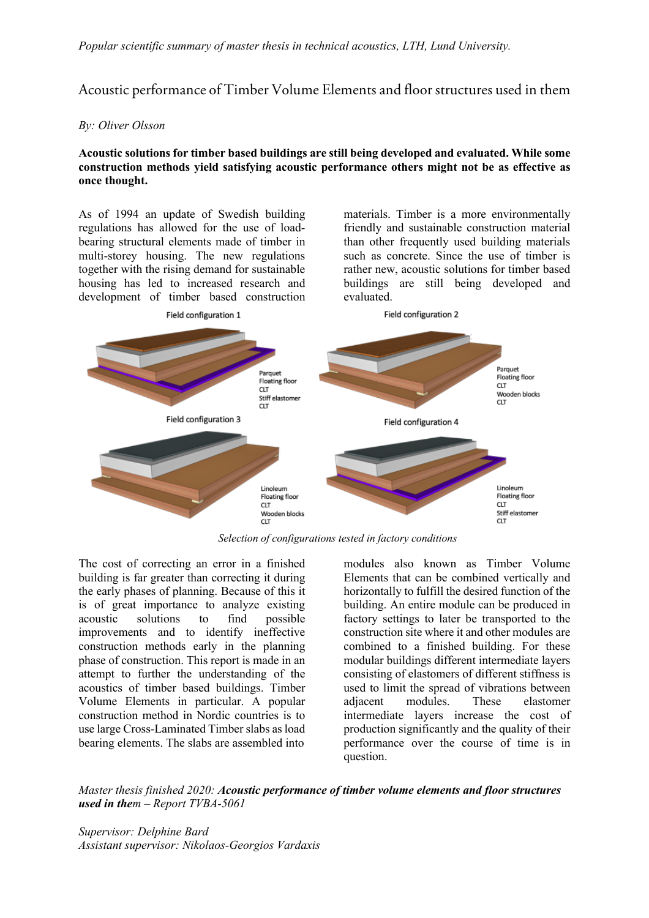*Popular scientific summary of master thesis in technical acoustics, LTH, Lund University.*

# Acoustic performance of Timber Volume Elements and floor structures used in them

*By: Oliver Olsson*

**Acoustic solutions for timber based buildings are still being developed and evaluated. While some construction methods yield satisfying acoustic performance others might not be as effective as once thought.**

As of 1994 an update of Swedish building regulations has allowed for the use of load-bearing structural elements made of timber in multi-storey housing. The new regulations together with the rising demand for sustainable housing has led to increased research and development of timber based construction materials. Timber is a more environmentally friendly and sustainable construction material than other frequently used building materials such as concrete. Since the use of timber is rather new, acoustic solutions for timber based buildings are still being developed and evaluated.

Field configuration 1

Parquet
Floating floor
CLT
Stiff elastomer
CLT

Field configuration 2

Parquet
Floating floor
CLT
Wooden blocks
CLT

Field configuration 3

Linoleum
Floating floor
CLT
Wooden blocks
CLT

Field configuration 4

Linoleum
Floating floor
CLT
Stiff elastomer
CLT

*Selection of configurations tested in factory conditions*

The cost of correcting an error in a finished building is far greater than correcting it during the early phases of planning. Because of this it is of great importance to analyze existing acoustic solutions to find possible improvements and to identify ineffective construction methods early in the planning phase of construction. This report is made in an attempt to further the understanding of the acoustics of timber based buildings. Timber Volume Elements in particular. A popular construction method in Nordic countries is to use large Cross-Laminated Timber slabs as load bearing elements. The slabs are assembled into modules also known as Timber Volume Elements that can be combined vertically and horizontally to fulfill the desired function of the building. An entire module can be produced in factory settings to later be transported to the construction site where it and other modules are combined to a finished building. For these modular buildings different intermediate layers consisting of elastomers of different stiffness is used to limit the spread of vibrations between adjacent modules. These elastomer intermediate layers increase the cost of production significantly and the quality of their performance over the course of time is in question.

*Master thesis finished 2020:* ***Acoustic performance of timber volume elements and floor structures used in them*** *– Report TVBA-5061*

*Supervisor: Delphine Bard*
*Assistant supervisor: Nikolaos-Georgios Vardaxis*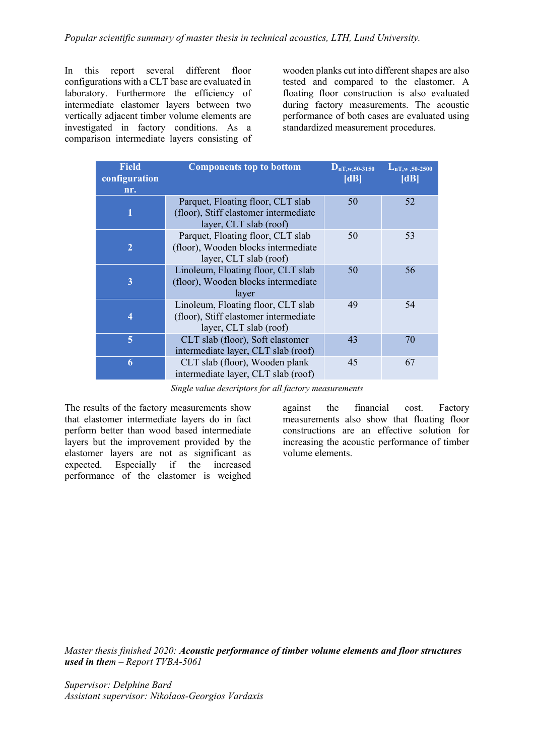In this report several different floor configurations with a CLT base are evaluated in laboratory. Furthermore the efficiency of intermediate elastomer layers between two vertically adjacent timber volume elements are investigated in factory conditions. As a comparison intermediate layers consisting of wooden planks cut into different shapes are also tested and compared to the elastomer. A floating floor construction is also evaluated during factory measurements. The acoustic performance of both cases are evaluated using standardized measurement procedures.

| Field configuration nr. | Components top to bottom | $D_{nT,w,50\text{-}3150}$ [dB] | $L_{nT,w,50\text{-}2500}$ [dB] |
|---|---|---|---|
| 1 | Parquet, Floating floor, CLT slab (floor), Stiff elastomer intermediate layer, CLT slab (roof) | 50 | 52 |
| 2 | Parquet, Floating floor, CLT slab (floor), Wooden blocks intermediate layer, CLT slab (roof) | 50 | 53 |
| 3 | Linoleum, Floating floor, CLT slab (floor), Wooden blocks intermediate layer | 50 | 56 |
| 4 | Linoleum, Floating floor, CLT slab (floor), Stiff elastomer intermediate layer, CLT slab (roof) | 49 | 54 |
| 5 | CLT slab (floor), Soft elastomer intermediate layer, CLT slab (roof) | 43 | 70 |
| 6 | CLT slab (floor), Wooden plank intermediate layer, CLT slab (roof) | 45 | 67 |

*Single value descriptors for all factory measurements*

The results of the factory measurements show that elastomer intermediate layers do in fact perform better than wood based intermediate layers but the improvement provided by the elastomer layers are not as significant as expected. Especially if the increased performance of the elastomer is weighed against the financial cost. Factory measurements also show that floating floor constructions are an effective solution for increasing the acoustic performance of timber volume elements.

*Master thesis finished 2020:* ***Acoustic performance of timber volume elements and floor structures used in them*** *– Report TVBA-5061*

*Supervisor: Delphine Bard*
*Assistant supervisor: Nikolaos-Georgios Vardaxis*